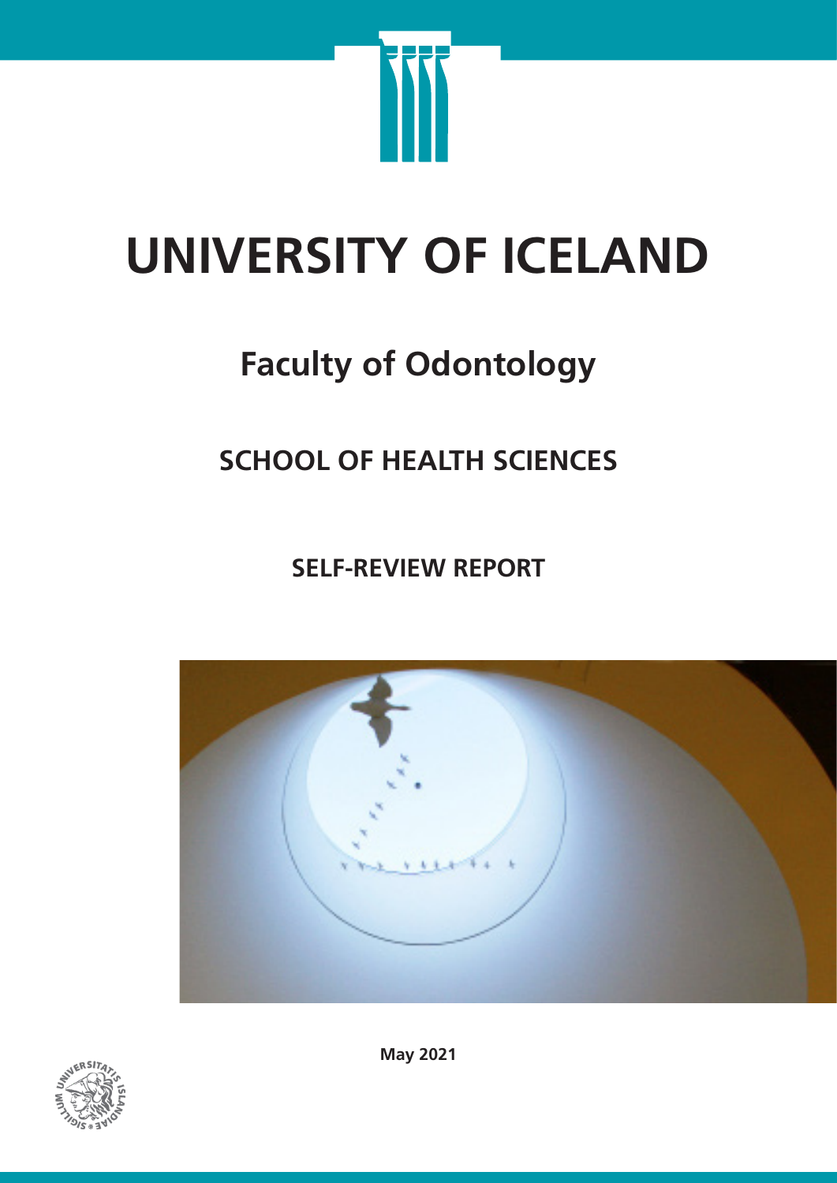# UNIVERSITY OF ICELAND

## Faculty of Odontology

## SCHOOL OF HEALTH SCIENCES

### SELF-REVIEW REPORT

**May 2021**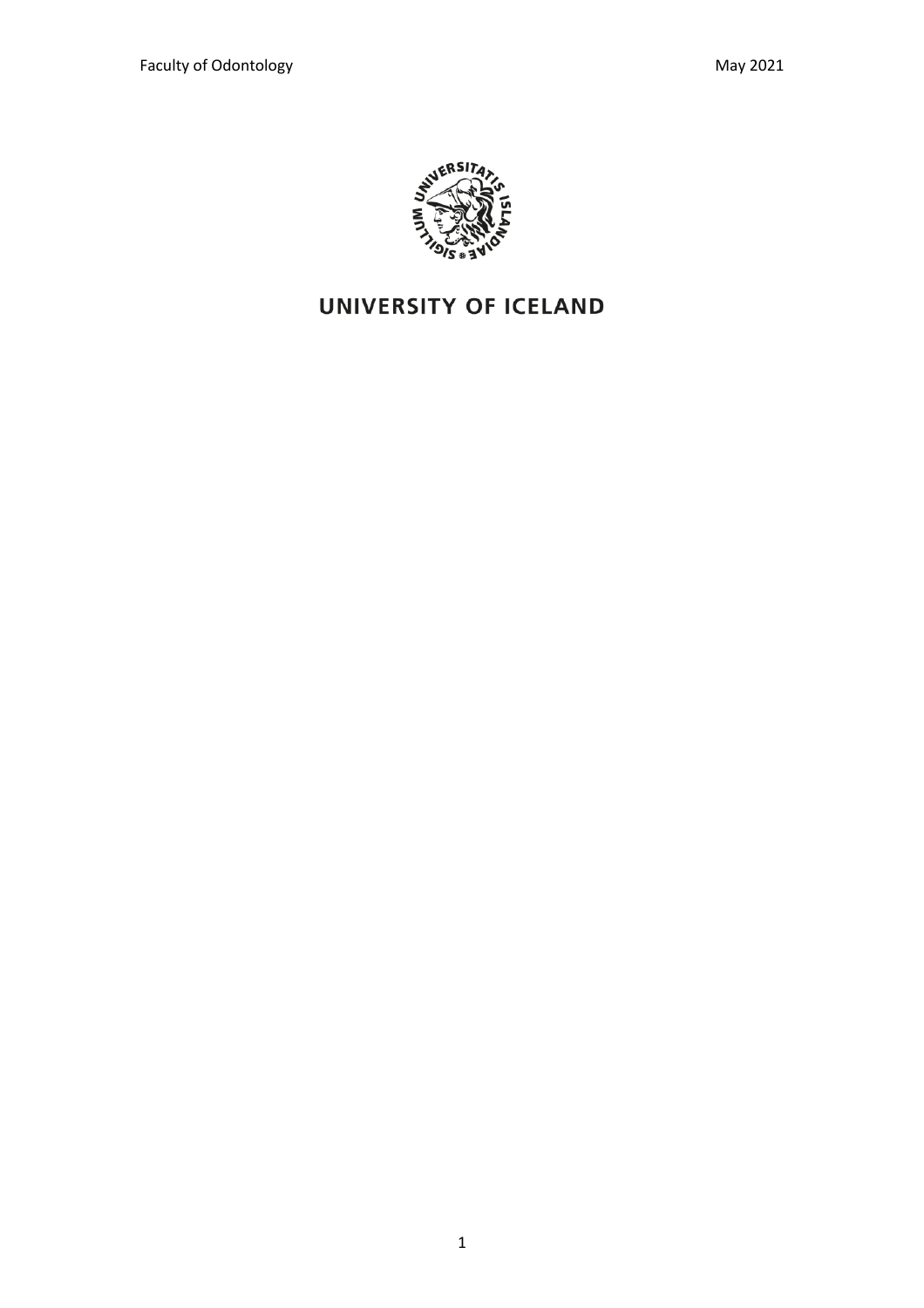# UNIVERSITY OF ICELAND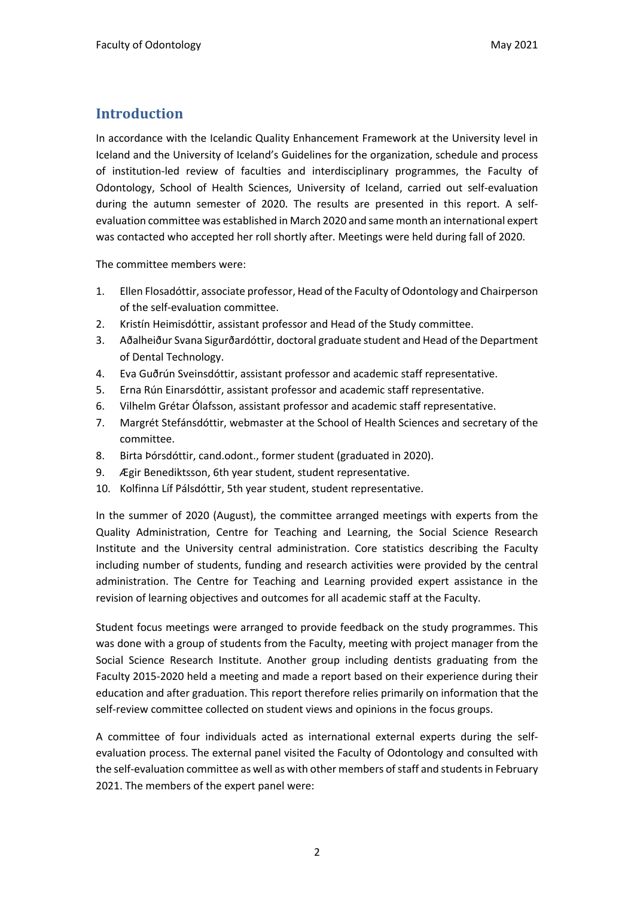## Introduction

In accordance with the Icelandic Quality Enhancement Framework at the University level in Iceland and the University of Iceland's Guidelines for the organization, schedule and process of institution-led review of faculties and interdisciplinary programmes, the Faculty of Odontology, School of Health Sciences, University of Iceland, carried out self-evaluation during the autumn semester of 2020. The results are presented in this report. A self-evaluation committee was established in March 2020 and same month an international expert was contacted who accepted her roll shortly after. Meetings were held during fall of 2020.

The committee members were:

1. Ellen Flosadóttir, associate professor, Head of the Faculty of Odontology and Chairperson of the self-evaluation committee.
2. Kristín Heimisdóttir, assistant professor and Head of the Study committee.
3. Aðalheiður Svana Sigurðardóttir, doctoral graduate student and Head of the Department of Dental Technology.
4. Eva Guðrún Sveinsdóttir, assistant professor and academic staff representative.
5. Erna Rún Einarsdóttir, assistant professor and academic staff representative.
6. Vilhelm Grétar Ólafsson, assistant professor and academic staff representative.
7. Margrét Stefánsdóttir, webmaster at the School of Health Sciences and secretary of the committee.
8. Birta Þórsdóttir, cand.odont., former student (graduated in 2020).
9. Ægir Benediktsson, 6th year student, student representative.
10. Kolfinna Líf Pálsdóttir, 5th year student, student representative.

In the summer of 2020 (August), the committee arranged meetings with experts from the Quality Administration, Centre for Teaching and Learning, the Social Science Research Institute and the University central administration. Core statistics describing the Faculty including number of students, funding and research activities were provided by the central administration. The Centre for Teaching and Learning provided expert assistance in the revision of learning objectives and outcomes for all academic staff at the Faculty.

Student focus meetings were arranged to provide feedback on the study programmes. This was done with a group of students from the Faculty, meeting with project manager from the Social Science Research Institute. Another group including dentists graduating from the Faculty 2015-2020 held a meeting and made a report based on their experience during their education and after graduation. This report therefore relies primarily on information that the self-review committee collected on student views and opinions in the focus groups.

A committee of four individuals acted as international external experts during the self-evaluation process. The external panel visited the Faculty of Odontology and consulted with the self-evaluation committee as well as with other members of staff and students in February 2021. The members of the expert panel were: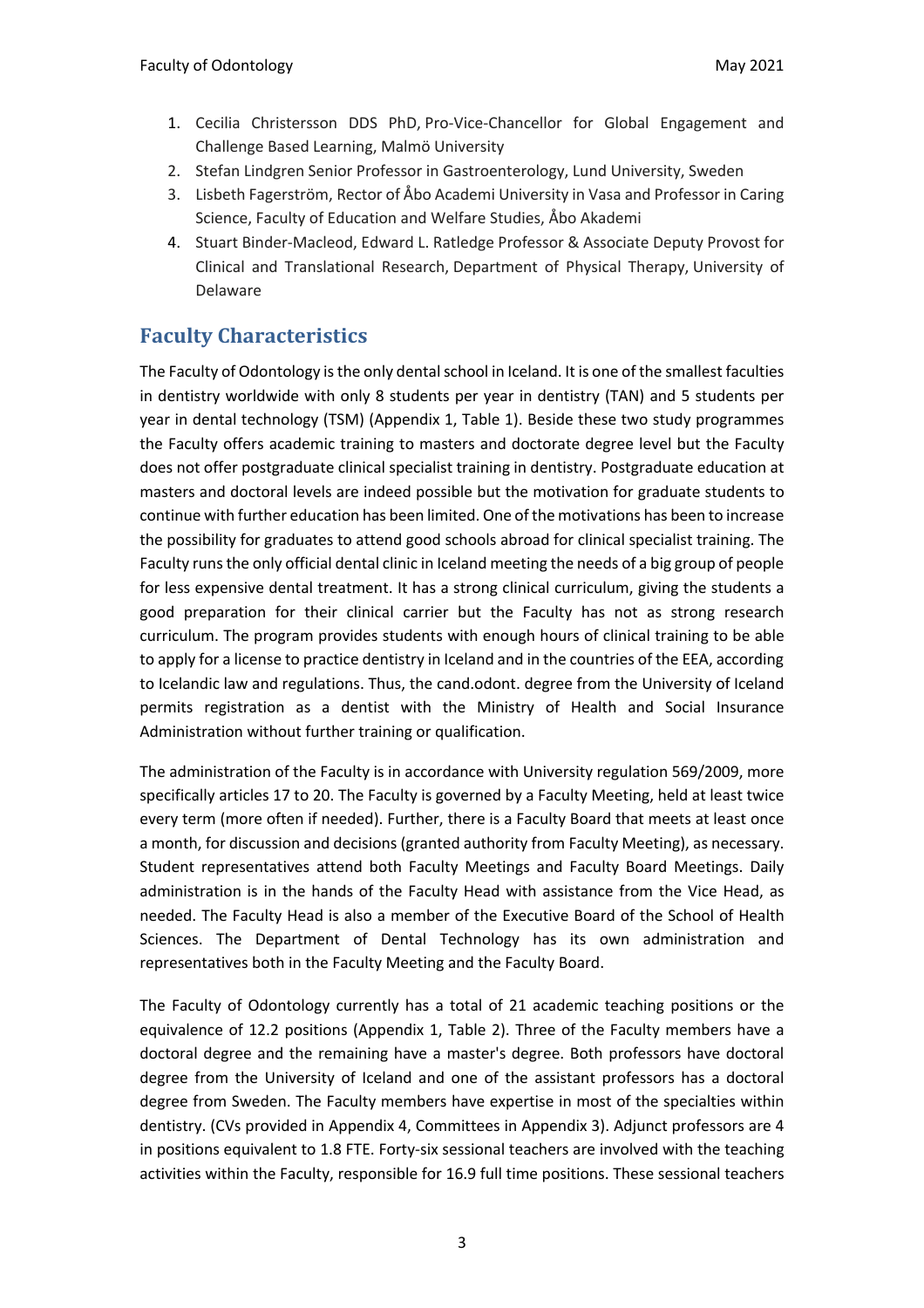1. Cecilia Christersson DDS PhD, Pro-Vice-Chancellor for Global Engagement and Challenge Based Learning, Malmö University
2. Stefan Lindgren Senior Professor in Gastroenterology, Lund University, Sweden
3. Lisbeth Fagerström, Rector of Åbo Academi University in Vasa and Professor in Caring Science, Faculty of Education and Welfare Studies, Åbo Akademi
4. Stuart Binder-Macleod, Edward L. Ratledge Professor & Associate Deputy Provost for Clinical and Translational Research, Department of Physical Therapy, University of Delaware

## Faculty Characteristics

The Faculty of Odontology is the only dental school in Iceland. It is one of the smallest faculties in dentistry worldwide with only 8 students per year in dentistry (TAN) and 5 students per year in dental technology (TSM) (Appendix 1, Table 1). Beside these two study programmes the Faculty offers academic training to masters and doctorate degree level but the Faculty does not offer postgraduate clinical specialist training in dentistry. Postgraduate education at masters and doctoral levels are indeed possible but the motivation for graduate students to continue with further education has been limited. One of the motivations has been to increase the possibility for graduates to attend good schools abroad for clinical specialist training. The Faculty runs the only official dental clinic in Iceland meeting the needs of a big group of people for less expensive dental treatment. It has a strong clinical curriculum, giving the students a good preparation for their clinical carrier but the Faculty has not as strong research curriculum. The program provides students with enough hours of clinical training to be able to apply for a license to practice dentistry in Iceland and in the countries of the EEA, according to Icelandic law and regulations. Thus, the cand.odont. degree from the University of Iceland permits registration as a dentist with the Ministry of Health and Social Insurance Administration without further training or qualification.

The administration of the Faculty is in accordance with University regulation 569/2009, more specifically articles 17 to 20. The Faculty is governed by a Faculty Meeting, held at least twice every term (more often if needed). Further, there is a Faculty Board that meets at least once a month, for discussion and decisions (granted authority from Faculty Meeting), as necessary. Student representatives attend both Faculty Meetings and Faculty Board Meetings. Daily administration is in the hands of the Faculty Head with assistance from the Vice Head, as needed. The Faculty Head is also a member of the Executive Board of the School of Health Sciences. The Department of Dental Technology has its own administration and representatives both in the Faculty Meeting and the Faculty Board.

The Faculty of Odontology currently has a total of 21 academic teaching positions or the equivalence of 12.2 positions (Appendix 1, Table 2). Three of the Faculty members have a doctoral degree and the remaining have a master's degree. Both professors have doctoral degree from the University of Iceland and one of the assistant professors has a doctoral degree from Sweden. The Faculty members have expertise in most of the specialties within dentistry. (CVs provided in Appendix 4, Committees in Appendix 3). Adjunct professors are 4 in positions equivalent to 1.8 FTE. Forty-six sessional teachers are involved with the teaching activities within the Faculty, responsible for 16.9 full time positions. These sessional teachers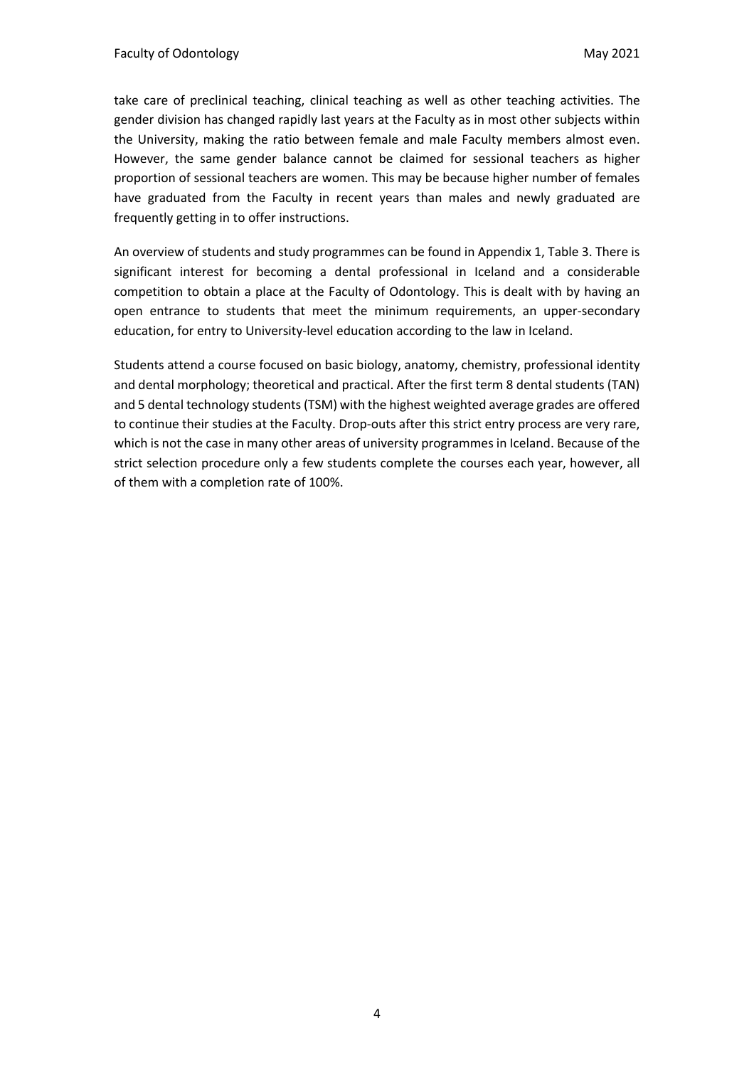take care of preclinical teaching, clinical teaching as well as other teaching activities. The gender division has changed rapidly last years at the Faculty as in most other subjects within the University, making the ratio between female and male Faculty members almost even. However, the same gender balance cannot be claimed for sessional teachers as higher proportion of sessional teachers are women. This may be because higher number of females have graduated from the Faculty in recent years than males and newly graduated are frequently getting in to offer instructions.

An overview of students and study programmes can be found in Appendix 1, Table 3. There is significant interest for becoming a dental professional in Iceland and a considerable competition to obtain a place at the Faculty of Odontology. This is dealt with by having an open entrance to students that meet the minimum requirements, an upper-secondary education, for entry to University-level education according to the law in Iceland.

Students attend a course focused on basic biology, anatomy, chemistry, professional identity and dental morphology; theoretical and practical. After the first term 8 dental students (TAN) and 5 dental technology students (TSM) with the highest weighted average grades are offered to continue their studies at the Faculty. Drop-outs after this strict entry process are very rare, which is not the case in many other areas of university programmes in Iceland. Because of the strict selection procedure only a few students complete the courses each year, however, all of them with a completion rate of 100%.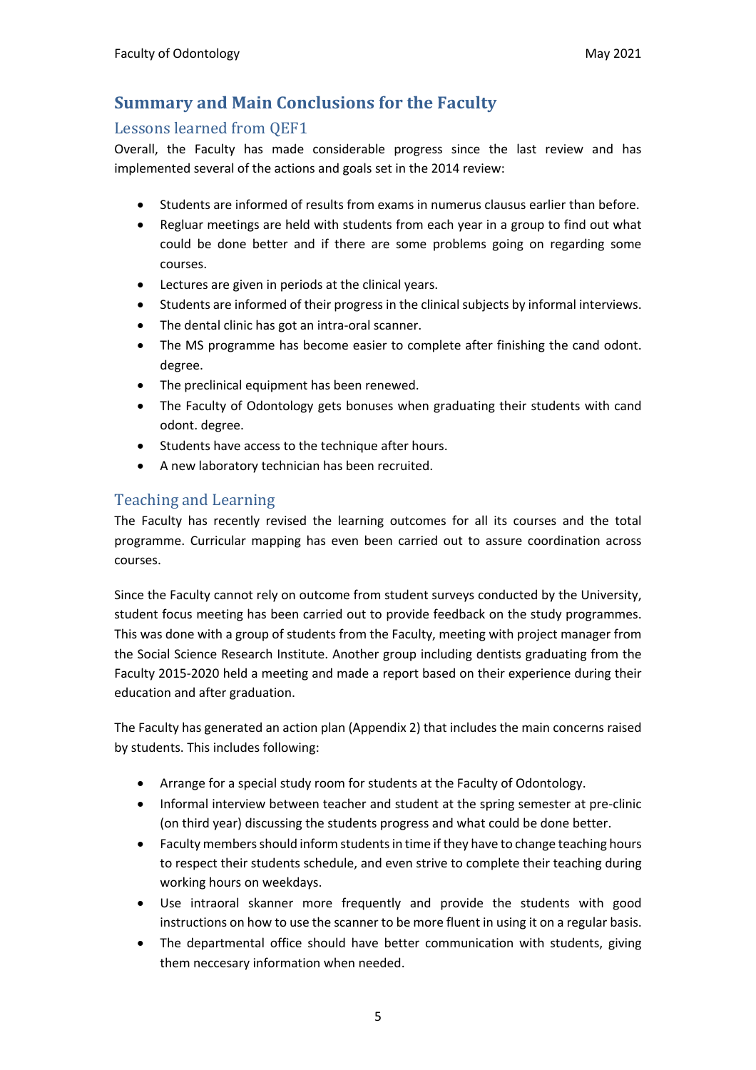## Summary and Main Conclusions for the Faculty

### Lessons learned from QEF1

Overall, the Faculty has made considerable progress since the last review and has implemented several of the actions and goals set in the 2014 review:

- Students are informed of results from exams in numerus clausus earlier than before.
- Regluar meetings are held with students from each year in a group to find out what could be done better and if there are some problems going on regarding some courses.
- Lectures are given in periods at the clinical years.
- Students are informed of their progress in the clinical subjects by informal interviews.
- The dental clinic has got an intra-oral scanner.
- The MS programme has become easier to complete after finishing the cand odont. degree.
- The preclinical equipment has been renewed.
- The Faculty of Odontology gets bonuses when graduating their students with cand odont. degree.
- Students have access to the technique after hours.
- A new laboratory technician has been recruited.

### Teaching and Learning

The Faculty has recently revised the learning outcomes for all its courses and the total programme. Curricular mapping has even been carried out to assure coordination across courses.

Since the Faculty cannot rely on outcome from student surveys conducted by the University, student focus meeting has been carried out to provide feedback on the study programmes. This was done with a group of students from the Faculty, meeting with project manager from the Social Science Research Institute. Another group including dentists graduating from the Faculty 2015-2020 held a meeting and made a report based on their experience during their education and after graduation.

The Faculty has generated an action plan (Appendix 2) that includes the main concerns raised by students. This includes following:

- Arrange for a special study room for students at the Faculty of Odontology.
- Informal interview between teacher and student at the spring semester at pre-clinic (on third year) discussing the students progress and what could be done better.
- Faculty members should inform students in time if they have to change teaching hours to respect their students schedule, and even strive to complete their teaching during working hours on weekdays.
- Use intraoral skanner more frequently and provide the students with good instructions on how to use the scanner to be more fluent in using it on a regular basis.
- The departmental office should have better communication with students, giving them neccesary information when needed.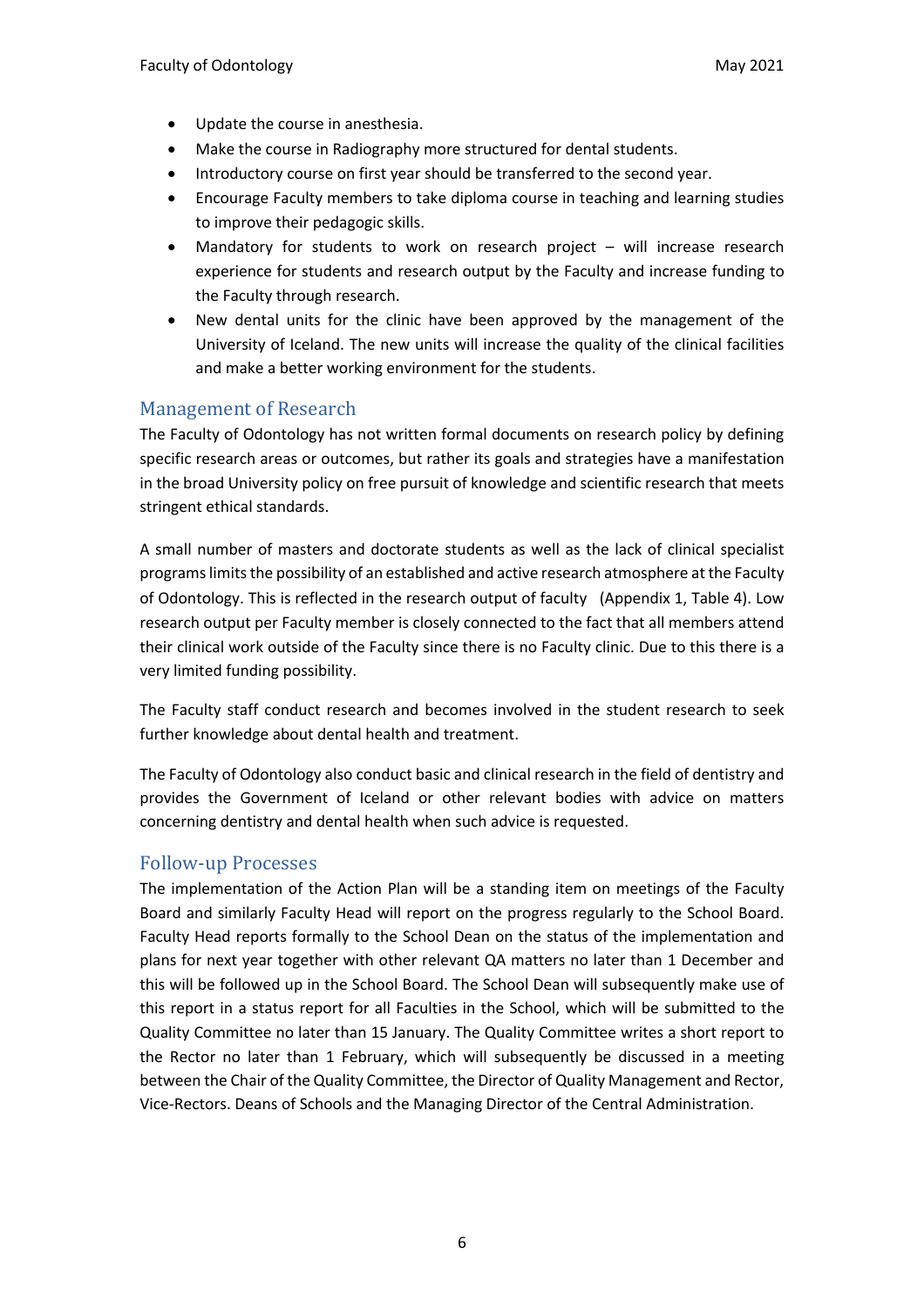- Update the course in anesthesia.
- Make the course in Radiography more structured for dental students.
- Introductory course on first year should be transferred to the second year.
- Encourage Faculty members to take diploma course in teaching and learning studies to improve their pedagogic skills.
- Mandatory for students to work on research project – will increase research experience for students and research output by the Faculty and increase funding to the Faculty through research.
- New dental units for the clinic have been approved by the management of the University of Iceland. The new units will increase the quality of the clinical facilities and make a better working environment for the students.

## Management of Research

The Faculty of Odontology has not written formal documents on research policy by defining specific research areas or outcomes, but rather its goals and strategies have a manifestation in the broad University policy on free pursuit of knowledge and scientific research that meets stringent ethical standards.

A small number of masters and doctorate students as well as the lack of clinical specialist programs limits the possibility of an established and active research atmosphere at the Faculty of Odontology. This is reflected in the research output of faculty (Appendix 1, Table 4). Low research output per Faculty member is closely connected to the fact that all members attend their clinical work outside of the Faculty since there is no Faculty clinic. Due to this there is a very limited funding possibility.

The Faculty staff conduct research and becomes involved in the student research to seek further knowledge about dental health and treatment.

The Faculty of Odontology also conduct basic and clinical research in the field of dentistry and provides the Government of Iceland or other relevant bodies with advice on matters concerning dentistry and dental health when such advice is requested.

## Follow-up Processes

The implementation of the Action Plan will be a standing item on meetings of the Faculty Board and similarly Faculty Head will report on the progress regularly to the School Board. Faculty Head reports formally to the School Dean on the status of the implementation and plans for next year together with other relevant QA matters no later than 1 December and this will be followed up in the School Board. The School Dean will subsequently make use of this report in a status report for all Faculties in the School, which will be submitted to the Quality Committee no later than 15 January. The Quality Committee writes a short report to the Rector no later than 1 February, which will subsequently be discussed in a meeting between the Chair of the Quality Committee, the Director of Quality Management and Rector, Vice-Rectors. Deans of Schools and the Managing Director of the Central Administration.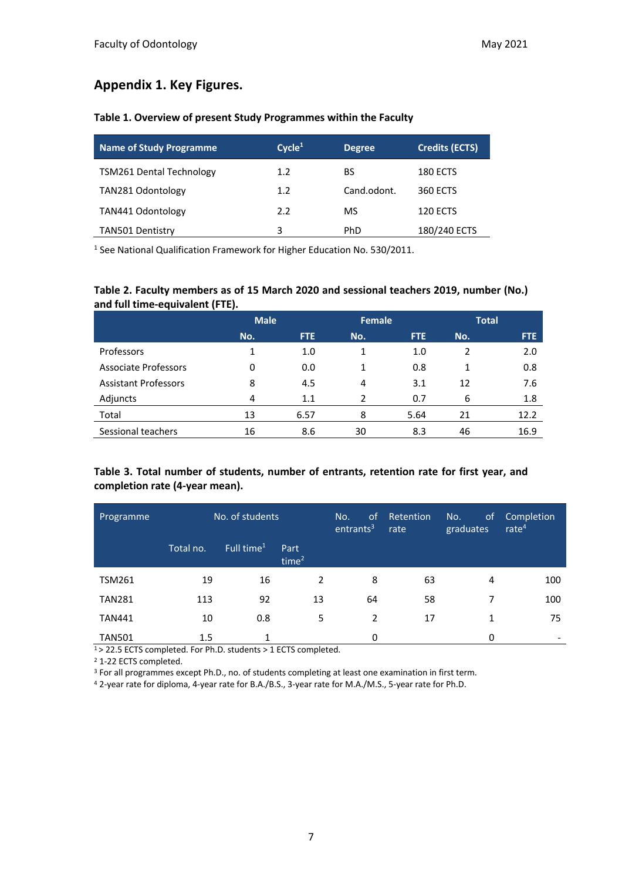## Appendix 1. Key Figures.

**Table 1. Overview of present Study Programmes within the Faculty**

| Name of Study Programme | Cycle[1] | Degree | Credits (ECTS) |
|---|---|---|---|
| TSM261 Dental Technology | 1.2 | BS | 180 ECTS |
| TAN281 Odontology | 1.2 | Cand.odont. | 360 ECTS |
| TAN441 Odontology | 2.2 | MS | 120 ECTS |
| TAN501 Dentistry | 3 | PhD | 180/240 ECTS |

[1] See National Qualification Framework for Higher Education No. 530/2011.

**Table 2. Faculty members as of 15 March 2020 and sessional teachers 2019, number (No.) and full time-equivalent (FTE).**

| | Male | | Female | | Total | |
|---|---|---|---|---|---|---|
| | No. | FTE | No. | FTE | No. | FTE |
| Professors | 1 | 1.0 | 1 | 1.0 | 2 | 2.0 |
| Associate Professors | 0 | 0.0 | 1 | 0.8 | 1 | 0.8 |
| Assistant Professors | 8 | 4.5 | 4 | 3.1 | 12 | 7.6 |
| Adjuncts | 4 | 1.1 | 2 | 0.7 | 6 | 1.8 |
| Total | 13 | 6.57 | 8 | 5.64 | 21 | 12.2 |
| Sessional teachers | 16 | 8.6 | 30 | 8.3 | 46 | 16.9 |

**Table 3. Total number of students, number of entrants, retention rate for first year, and completion rate (4-year mean).**

| Programme | No. of students | | | No. of entrants[3] | Retention rate | No. of graduates | Completion rate[4] |
|---|---|---|---|---|---|---|---|
| | Total no. | Full time[1] | Part time[2] | | | | |
| TSM261 | 19 | 16 | 2 | 8 | 63 | 4 | 100 |
| TAN281 | 113 | 92 | 13 | 64 | 58 | 7 | 100 |
| TAN441 | 10 | 0.8 | 5 | 2 | 17 | 1 | 75 |
| TAN501 | 1.5 | 1 | | 0 | | 0 | - |

[1] > 22.5 ECTS completed. For Ph.D. students > 1 ECTS completed.

[2] 1-22 ECTS completed.

[3] For all programmes except Ph.D., no. of students completing at least one examination in first term.

[4] 2-year rate for diploma, 4-year rate for B.A./B.S., 3-year rate for M.A./M.S., 5-year rate for Ph.D.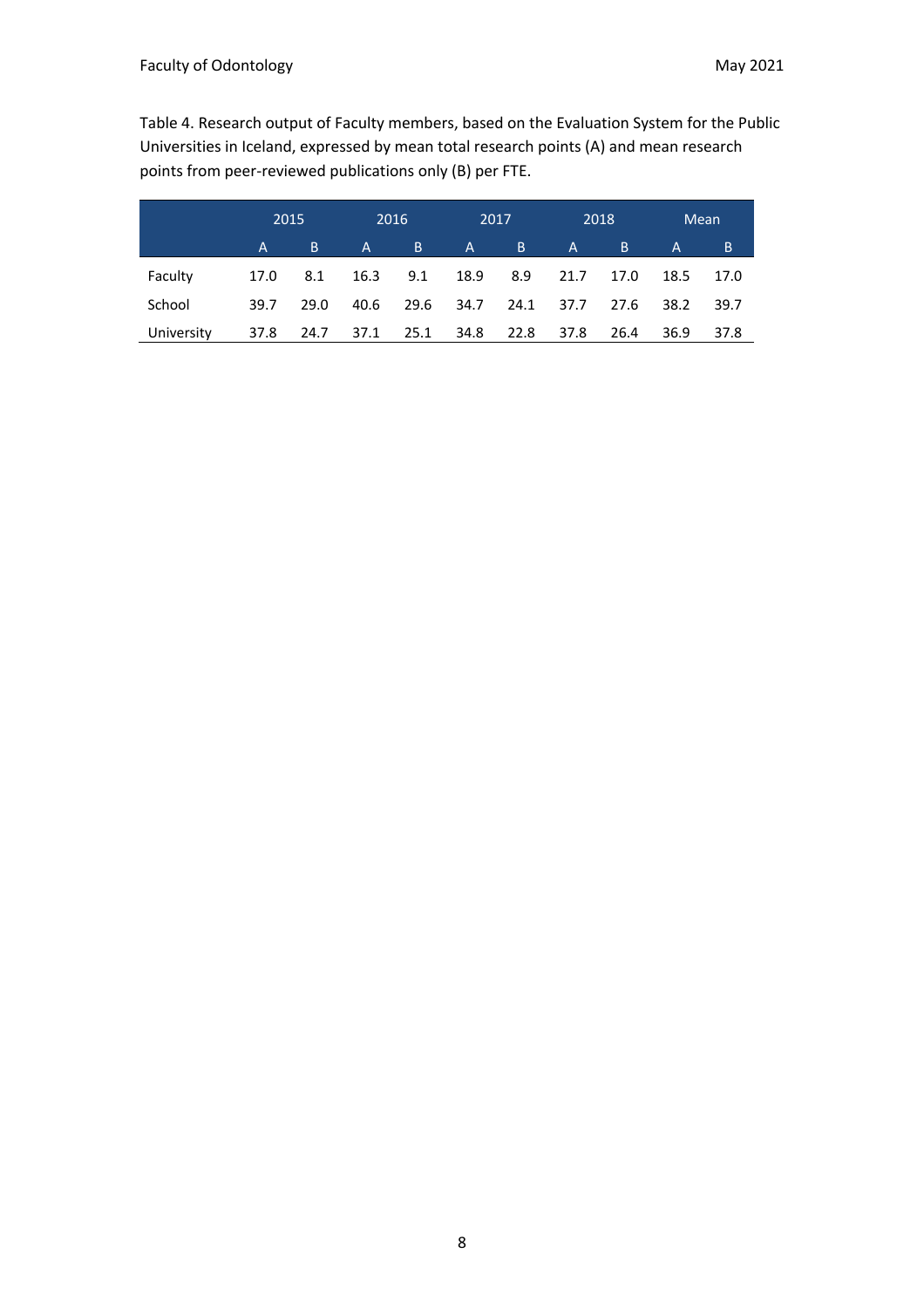Table 4. Research output of Faculty members, based on the Evaluation System for the Public Universities in Iceland, expressed by mean total research points (A) and mean research points from peer-reviewed publications only (B) per FTE.

| | 2015 | | 2016 | | 2017 | | 2018 | | Mean | |
|---|---|---|---|---|---|---|---|---|---|---|
| | A | B | A | B | A | B | A | B | A | B |
| Faculty | 17.0 | 8.1 | 16.3 | 9.1 | 18.9 | 8.9 | 21.7 | 17.0 | 18.5 | 17.0 |
| School | 39.7 | 29.0 | 40.6 | 29.6 | 34.7 | 24.1 | 37.7 | 27.6 | 38.2 | 39.7 |
| University | 37.8 | 24.7 | 37.1 | 25.1 | 34.8 | 22.8 | 37.8 | 26.4 | 36.9 | 37.8 |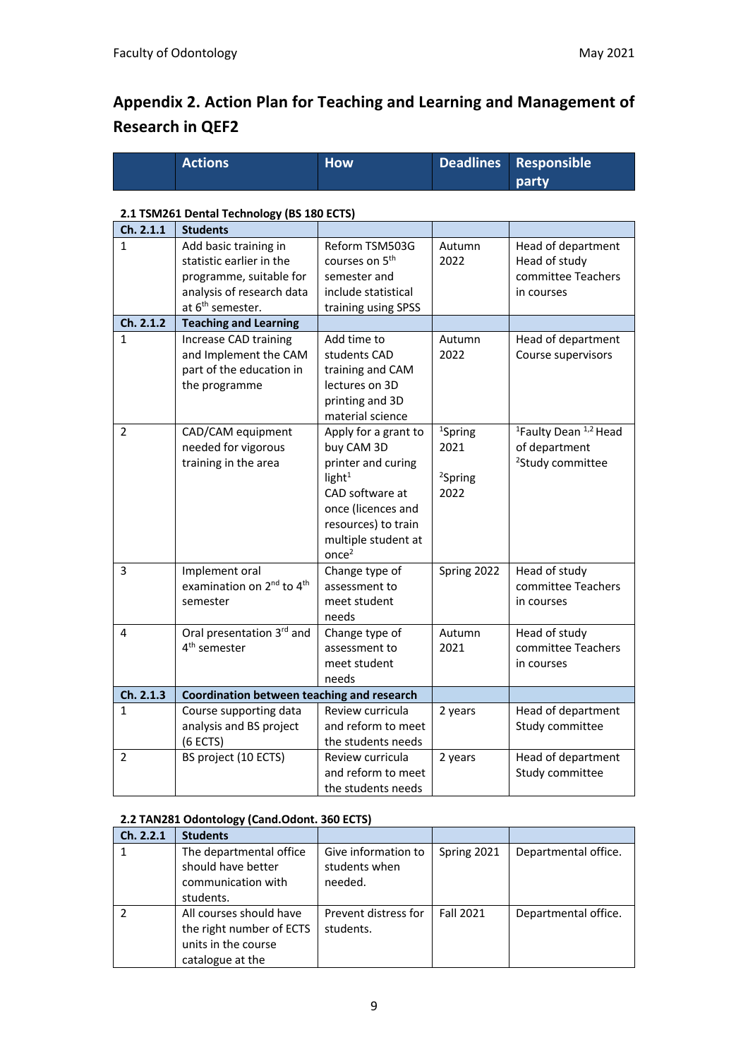## Appendix 2. Action Plan for Teaching and Learning and Management of Research in QEF2

| | Actions | How | Deadlines | Responsible party |
|---|---|---|---|---|

**2.1 TSM261 Dental Technology (BS 180 ECTS)**

| **Ch. 2.1.1** | **Students** | | | |
|---|---|---|---|---|
| 1 | Add basic training in statistic earlier in the programme, suitable for analysis of research data at 6th semester. | Reform TSM503G courses on 5th semester and include statistical training using SPSS | Autumn 2022 | Head of department Head of study committee Teachers in courses |
| **Ch. 2.1.2** | **Teaching and Learning** | | | |
| 1 | Increase CAD training and Implement the CAM part of the education in the programme | Add time to students CAD training and CAM lectures on 3D printing and 3D material science | Autumn 2022 | Head of department Course supervisors |
| 2 | CAD/CAM equipment needed for vigorous training in the area | Apply for a grant to buy CAM 3D printer and curing light[1] CAD software at once (licences and resources) to train multiple student at once[2] | [1]Spring 2021 [2]Spring 2022 | [1]Faulty Dean [1,2] Head of department [2]Study committee |
| 3 | Implement oral examination on 2nd to 4th semester | Change type of assessment to meet student needs | Spring 2022 | Head of study committee Teachers in courses |
| 4 | Oral presentation 3rd and 4th semester | Change type of assessment to meet student needs | Autumn 2021 | Head of study committee Teachers in courses |
| **Ch. 2.1.3** | **Coordination between teaching and research** | | | |
| 1 | Course supporting data analysis and BS project (6 ECTS) | Review curricula and reform to meet the students needs | 2 years | Head of department Study committee |
| 2 | BS project (10 ECTS) | Review curricula and reform to meet the students needs | 2 years | Head of department Study committee |

**2.2 TAN281 Odontology (Cand.Odont. 360 ECTS)**

| **Ch. 2.2.1** | **Students** | | | |
|---|---|---|---|---|
| 1 | The departmental office should have better communication with students. | Give information to students when needed. | Spring 2021 | Departmental office. |
| 2 | All courses should have the right number of ECTS units in the course catalogue at the | Prevent distress for students. | Fall 2021 | Departmental office. |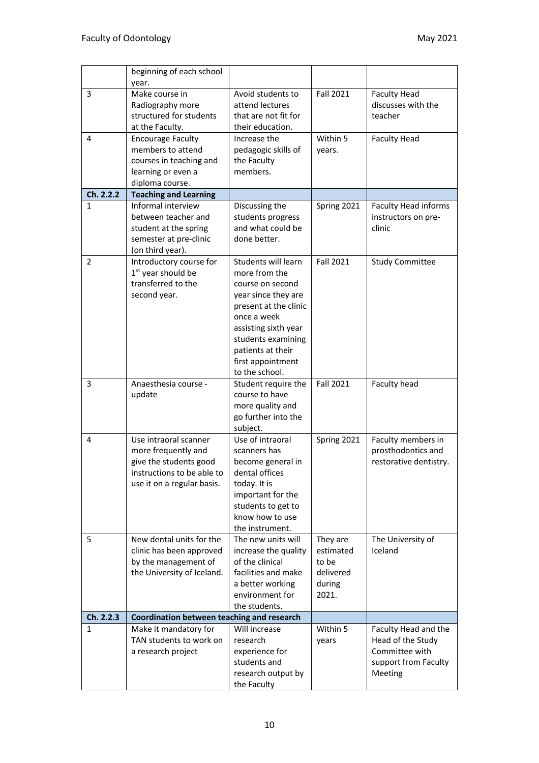| | | | | |
|---|---|---|---|---|
| | beginning of each school year. | | | |
| 3 | Make course in Radiography more structured for students at the Faculty. | Avoid students to attend lectures that are not fit for their education. | Fall 2021 | Faculty Head discusses with the teacher |
| 4 | Encourage Faculty members to attend courses in teaching and learning or even a diploma course. | Increase the pedagogic skills of the Faculty members. | Within 5 years. | Faculty Head |
| **Ch. 2.2.2** | **Teaching and Learning** | | | |
| 1 | Informal interview between teacher and student at the spring semester at pre-clinic (on third year). | Discussing the students progress and what could be done better. | Spring 2021 | Faculty Head informs instructors on pre-clinic |
| 2 | Introductory course for 1st year should be transferred to the second year. | Students will learn more from the course on second year since they are present at the clinic once a week assisting sixth year students examining patients at their first appointment to the school. | Fall 2021 | Study Committee |
| 3 | Anaesthesia course - update | Student require the course to have more quality and go further into the subject. | Fall 2021 | Faculty head |
| 4 | Use intraoral scanner more frequently and give the students good instructions to be able to use it on a regular basis. | Use of intraoral scanners has become general in dental offices today. It is important for the students to get to know how to use the instrument. | Spring 2021 | Faculty members in prosthodontics and restorative dentistry. |
| 5 | New dental units for the clinic has been approved by the management of the University of Iceland. | The new units will increase the quality of the clinical facilities and make a better working environment for the students. | They are estimated to be delivered during 2021. | The University of Iceland |
| **Ch. 2.2.3** | **Coordination between teaching and research** | | | |
| 1 | Make it mandatory for TAN students to work on a research project | Will increase research experience for students and research output by the Faculty | Within 5 years | Faculty Head and the Head of the Study Committee with support from Faculty Meeting |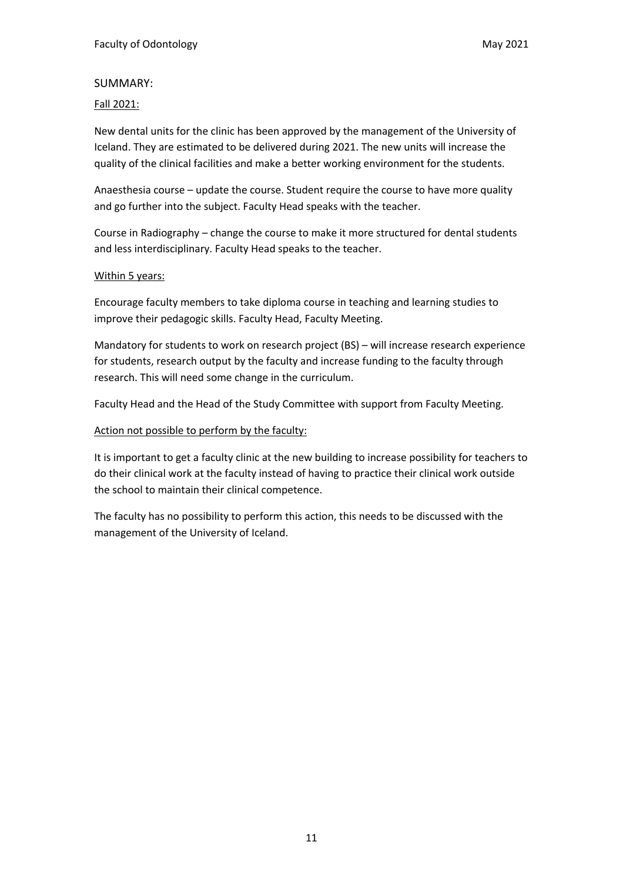## SUMMARY:

<u>Fall 2021:</u>

New dental units for the clinic has been approved by the management of the University of Iceland. They are estimated to be delivered during 2021. The new units will increase the quality of the clinical facilities and make a better working environment for the students.

Anaesthesia course – update the course. Student require the course to have more quality and go further into the subject. Faculty Head speaks with the teacher.

Course in Radiography – change the course to make it more structured for dental students and less interdisciplinary. Faculty Head speaks to the teacher.

<u>Within 5 years:</u>

Encourage faculty members to take diploma course in teaching and learning studies to improve their pedagogic skills. Faculty Head, Faculty Meeting.

Mandatory for students to work on research project (BS) – will increase research experience for students, research output by the faculty and increase funding to the faculty through research. This will need some change in the curriculum.

Faculty Head and the Head of the Study Committee with support from Faculty Meeting.

<u>Action not possible to perform by the faculty:</u>

It is important to get a faculty clinic at the new building to increase possibility for teachers to do their clinical work at the faculty instead of having to practice their clinical work outside the school to maintain their clinical competence.

The faculty has no possibility to perform this action, this needs to be discussed with the management of the University of Iceland.